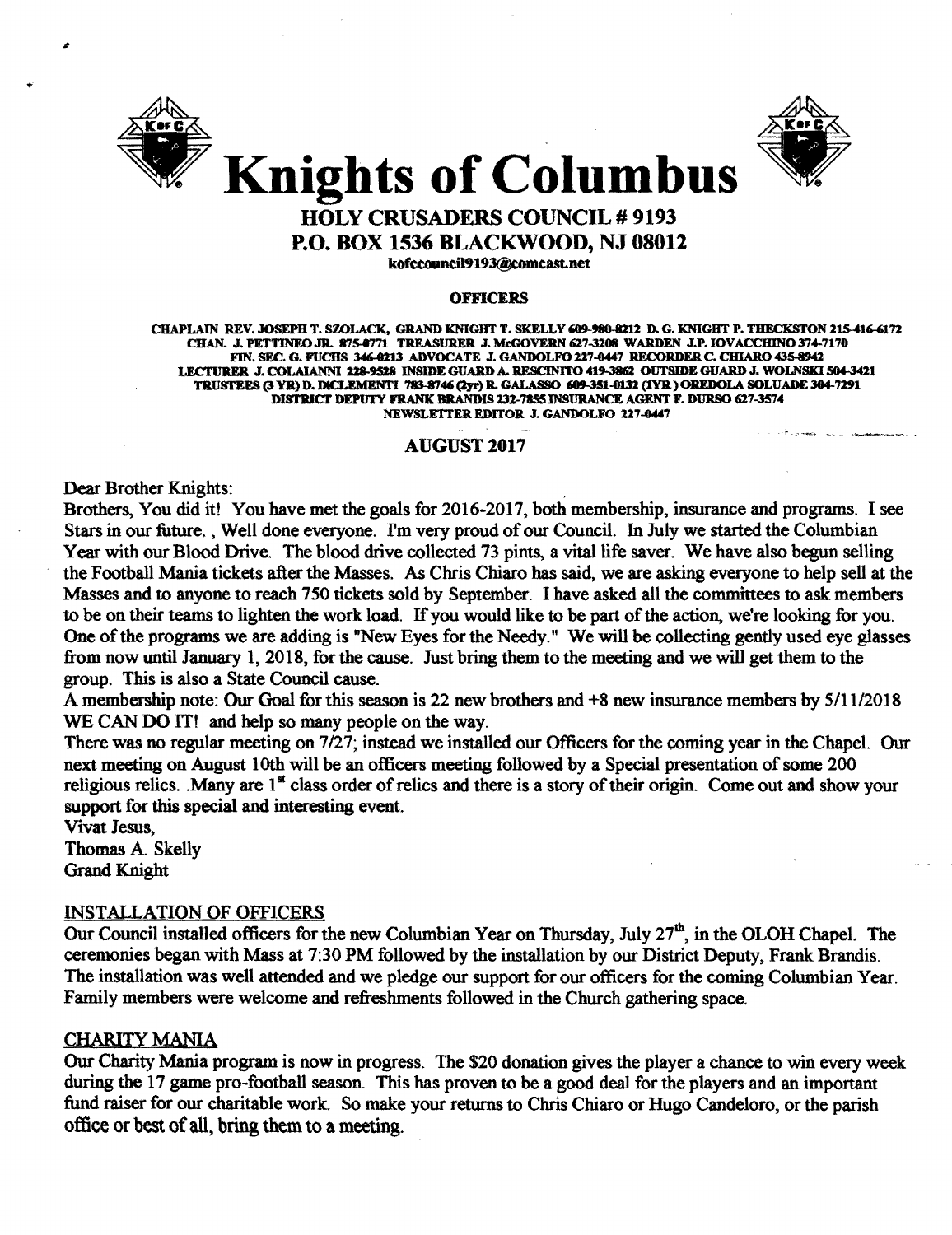# Knights of Columbus

## HOLY CRUSADERS COUNCIL # 9193
## P.O. BOX 1536 BLACKWOOD, NJ 08012

kofccouncil9193@comcast.net

**OFFICERS**

CHAPLAIN REV. JOSEPH T. SZOLACK, GRAND KNIGHT T. SKELLY 609-980-8212 D. G. KNIGHT P. THECKSTON 215-416-6172
CHAN. J. PETTINEO JR. 875-0771 TREASURER J. McGOVERN 627-3208 WARDEN J.P. IOVACCHINO 374-7170
FIN. SEC. G. FUCHS 346-0213 ADVOCATE J. GANDOLFO 227-0447 RECORDER C. CHIARO 435-8942
LECTURER J. COLAIANNI 228-9528 INSIDE GUARD A. RESCINITO 419-3862 OUTSIDE GUARD J. WOLNSKI 504-3421
TRUSTEES (3 YR) D. DICLEMENTI 783-8746 (2yr) R. GALASSO 609-351-0132 (1YR) OREDOLA SOLUADE 304-7291
DISTRICT DEPUTY FRANK BRANDIS 232-7855 INSURANCE AGENT F. DURSO 627-3574
NEWSLETTER EDITOR J. GANDOLFO 227-0447

### AUGUST 2017

Dear Brother Knights:

Brothers, You did it! You have met the goals for 2016-2017, both membership, insurance and programs. I see Stars in our future. , Well done everyone. I'm very proud of our Council. In July we started the Columbian Year with our Blood Drive. The blood drive collected 73 pints, a vital life saver. We have also begun selling the Football Mania tickets after the Masses. As Chris Chiaro has said, we are asking everyone to help sell at the Masses and to anyone to reach 750 tickets sold by September. I have asked all the committees to ask members to be on their teams to lighten the work load. If you would like to be part of the action, we're looking for you. One of the programs we are adding is "New Eyes for the Needy." We will be collecting gently used eye glasses from now until January 1, 2018, for the cause. Just bring them to the meeting and we will get them to the group. This is also a State Council cause.

A membership note: Our Goal for this season is 22 new brothers and +8 new insurance members by 5/11/2018 WE CAN DO IT! and help so many people on the way.

There was no regular meeting on 7/27; instead we installed our Officers for the coming year in the Chapel. Our next meeting on August 10th will be an officers meeting followed by a Special presentation of some 200 religious relics. .Many are 1st class order of relics and there is a story of their origin. Come out and show your support for this special and interesting event.

Vivat Jesus,
Thomas A. Skelly
Grand Knight

### INSTALLATION OF OFFICERS

Our Council installed officers for the new Columbian Year on Thursday, July 27th, in the OLOH Chapel. The ceremonies began with Mass at 7:30 PM followed by the installation by our District Deputy, Frank Brandis. The installation was well attended and we pledge our support for our officers for the coming Columbian Year. Family members were welcome and refreshments followed in the Church gathering space.

### CHARITY MANIA

Our Charity Mania program is now in progress. The $20 donation gives the player a chance to win every week during the 17 game pro-football season. This has proven to be a good deal for the players and an important fund raiser for our charitable work. So make your returns to Chris Chiaro or Hugo Candeloro, or the parish office or best of all, bring them to a meeting.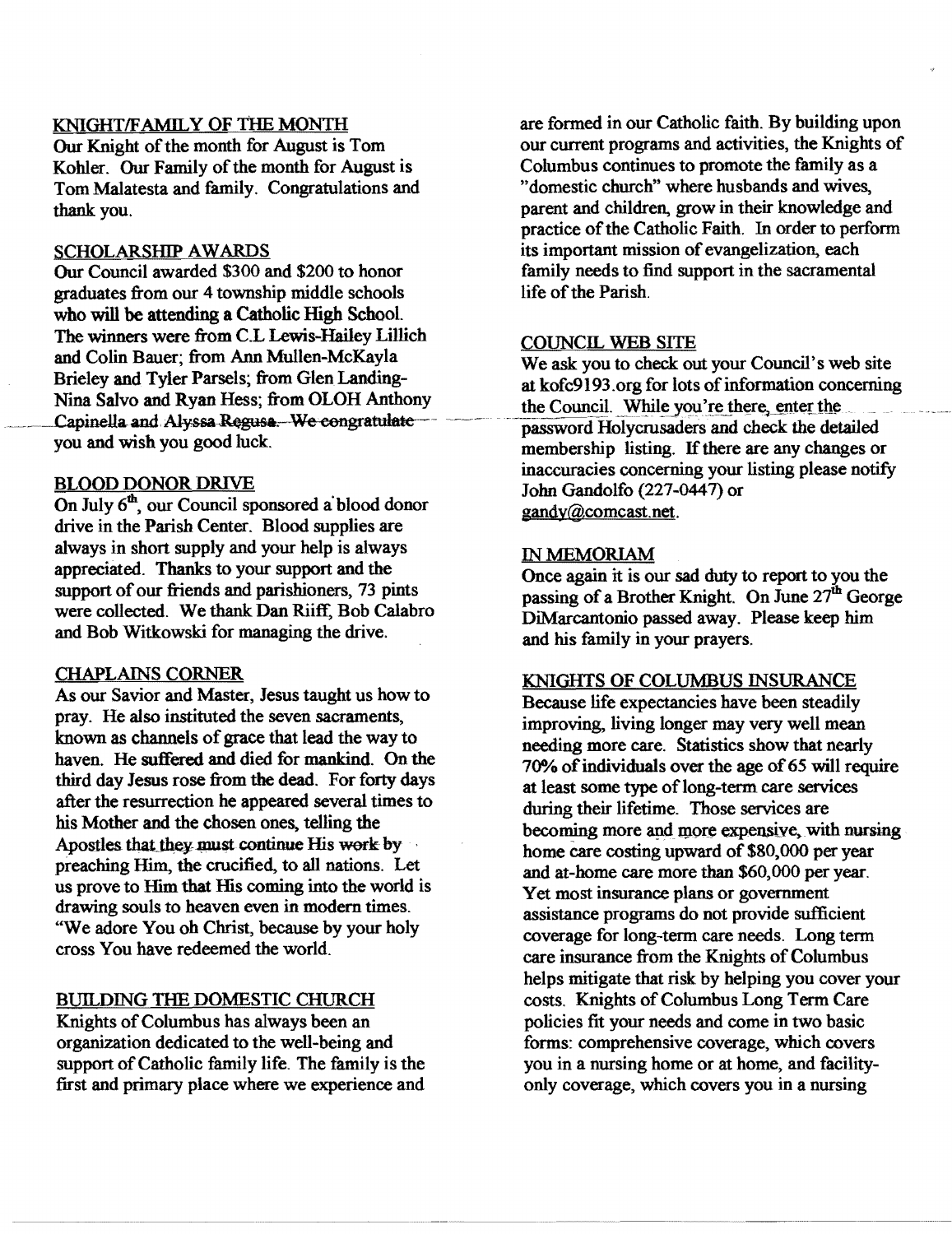## KNIGHT/FAMILY OF THE MONTH

Our Knight of the month for August is Tom Kohler. Our Family of the month for August is Tom Malatesta and family. Congratulations and thank you.

## SCHOLARSHIP AWARDS

Our Council awarded $300 and $200 to honor graduates from our 4 township middle schools who will be attending a Catholic High School. The winners were from C.L Lewis-Hailey Lillich and Colin Bauer; from Ann Mullen-McKayla Brieley and Tyler Parsels; from Glen Landing-Nina Salvo and Ryan Hess; from OLOH Anthony Capinella and Alyssa Regusa. We congratulate you and wish you good luck.

## BLOOD DONOR DRIVE

On July 6th, our Council sponsored a blood donor drive in the Parish Center. Blood supplies are always in short supply and your help is always appreciated. Thanks to your support and the support of our friends and parishioners, 73 pints were collected. We thank Dan Riiff, Bob Calabro and Bob Witkowski for managing the drive.

## CHAPLAINS CORNER

As our Savior and Master, Jesus taught us how to pray. He also instituted the seven sacraments, known as channels of grace that lead the way to haven. He suffered and died for mankind. On the third day Jesus rose from the dead. For forty days after the resurrection he appeared several times to his Mother and the chosen ones, telling the Apostles that they must continue His work by preaching Him, the crucified, to all nations. Let us prove to Him that His coming into the world is drawing souls to heaven even in modern times. "We adore You oh Christ, because by your holy cross You have redeemed the world.

## BUILDING THE DOMESTIC CHURCH

Knights of Columbus has always been an organization dedicated to the well-being and support of Catholic family life. The family is the first and primary place where we experience and are formed in our Catholic faith. By building upon our current programs and activities, the Knights of Columbus continues to promote the family as a "domestic church" where husbands and wives, parent and children, grow in their knowledge and practice of the Catholic Faith. In order to perform its important mission of evangelization, each family needs to find support in the sacramental life of the Parish.

## COUNCIL WEB SITE

We ask you to check out your Council's web site at kofc9193.org for lots of information concerning the Council. While you're there, enter the password Holycrusaders and check the detailed membership listing. If there are any changes or inaccuracies concerning your listing please notify John Gandolfo (227-0447) or gandy@comcast.net.

## IN MEMORIAM

Once again it is our sad duty to report to you the passing of a Brother Knight. On June 27th George DiMarcantonio passed away. Please keep him and his family in your prayers.

## KNIGHTS OF COLUMBUS INSURANCE

Because life expectancies have been steadily improving, living longer may very well mean needing more care. Statistics show that nearly 70% of individuals over the age of 65 will require at least some type of long-term care services during their lifetime. Those services are becoming more and more expensive, with nursing home care costing upward of $80,000 per year and at-home care more than $60,000 per year. Yet most insurance plans or government assistance programs do not provide sufficient coverage for long-term care needs. Long term care insurance from the Knights of Columbus helps mitigate that risk by helping you cover your costs. Knights of Columbus Long Term Care policies fit your needs and come in two basic forms: comprehensive coverage, which covers you in a nursing home or at home, and facility-only coverage, which covers you in a nursing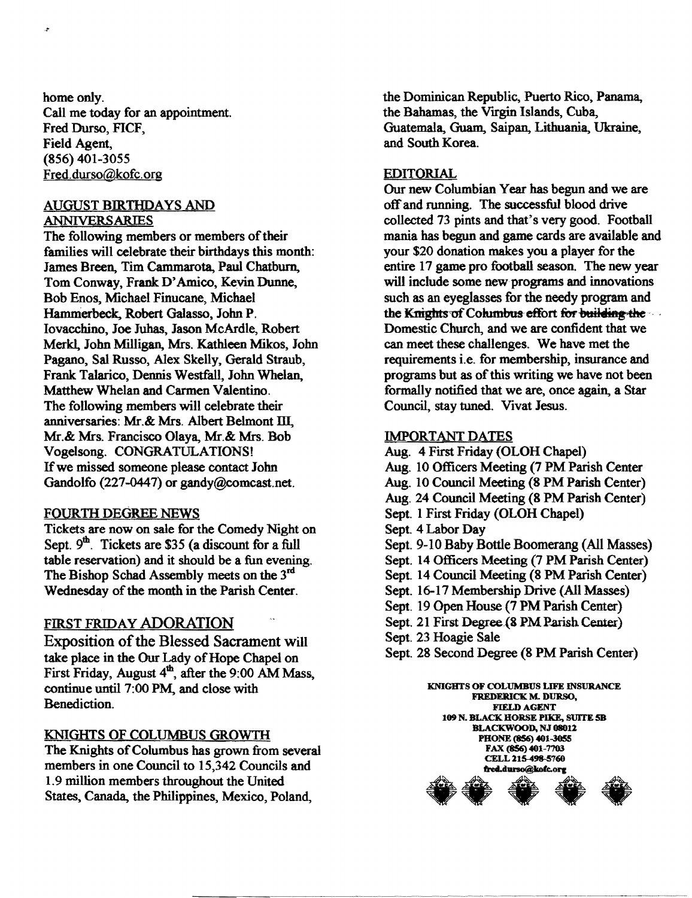home only.
Call me today for an appointment.
Fred Durso, FICF,
Field Agent,
(856) 401-3055
Fred.durso@kofc.org

## AUGUST BIRTHDAYS AND ANNIVERSARIES

The following members or members of their families will celebrate their birthdays this month: James Breen, Tim Cammarota, Paul Chatburn, Tom Conway, Frank D'Amico, Kevin Dunne, Bob Enos, Michael Finucane, Michael Hammerbeck, Robert Galasso, John P. Iovacchino, Joe Juhas, Jason McArdle, Robert Merkl, John Milligan, Mrs. Kathleen Mikos, John Pagano, Sal Russo, Alex Skelly, Gerald Straub, Frank Talarico, Dennis Westfall, John Whelan, Matthew Whelan and Carmen Valentino.
The following members will celebrate their anniversaries: Mr.& Mrs. Albert Belmont III, Mr.& Mrs. Francisco Olaya, Mr.& Mrs. Bob Vogelsong. CONGRATULATIONS!
If we missed someone please contact John Gandolfo (227-0447) or gandy@comcast.net.

## FOURTH DEGREE NEWS

Tickets are now on sale for the Comedy Night on Sept. 9th. Tickets are $35 (a discount for a full table reservation) and it should be a fun evening. The Bishop Schad Assembly meets on the 3rd Wednesday of the month in the Parish Center.

## FIRST FRIDAY ADORATION

Exposition of the Blessed Sacrament will take place in the Our Lady of Hope Chapel on First Friday, August 4th, after the 9:00 AM Mass, continue until 7:00 PM, and close with Benediction.

## KNIGHTS OF COLUMBUS GROWTH

The Knights of Columbus has grown from several members in one Council to 15,342 Councils and 1.9 million members throughout the United States, Canada, the Philippines, Mexico, Poland, the Dominican Republic, Puerto Rico, Panama, the Bahamas, the Virgin Islands, Cuba, Guatemala, Guam, Saipan, Lithuania, Ukraine, and South Korea.

## EDITORIAL

Our new Columbian Year has begun and we are off and running. The successful blood drive collected 73 pints and that's very good. Football mania has begun and game cards are available and your $20 donation makes you a player for the entire 17 game pro football season. The new year will include some new programs and innovations such as an eyeglasses for the needy program and the Knights of Columbus effort for building the Domestic Church, and we are confident that we can meet these challenges. We have met the requirements i.e. for membership, insurance and programs but as of this writing we have not been formally notified that we are, once again, a Star Council, stay tuned. Vivat Jesus.

## IMPORTANT DATES

- Aug. 4 First Friday (OLOH Chapel)
- Aug. 10 Officers Meeting (7 PM Parish Center
- Aug. 10 Council Meeting (8 PM Parish Center)
- Aug. 24 Council Meeting (8 PM Parish Center)
- Sept. 1 First Friday (OLOH Chapel)
- Sept. 4 Labor Day
- Sept. 9-10 Baby Bottle Boomerang (All Masses)
- Sept. 14 Officers Meeting (7 PM Parish Center)
- Sept. 14 Council Meeting (8 PM Parish Center)
- Sept. 16-17 Membership Drive (All Masses)
- Sept. 19 Open House (7 PM Parish Center)
- Sept. 21 First Degree (8 PM Parish Center)
- Sept. 23 Hoagie Sale
- Sept. 28 Second Degree (8 PM Parish Center)

**KNIGHTS OF COLUMBUS LIFE INSURANCE**
**FREDERICK M. DURSO,**
**FIELD AGENT**
**109 N. BLACK HORSE PIKE, SUITE 5B**
**BLACKWOOD, NJ 08012**
**PHONE (856) 401-3055**
**FAX (856) 401-7703**
**CELL 215-498-5760**
**fred.durso@kofc.org**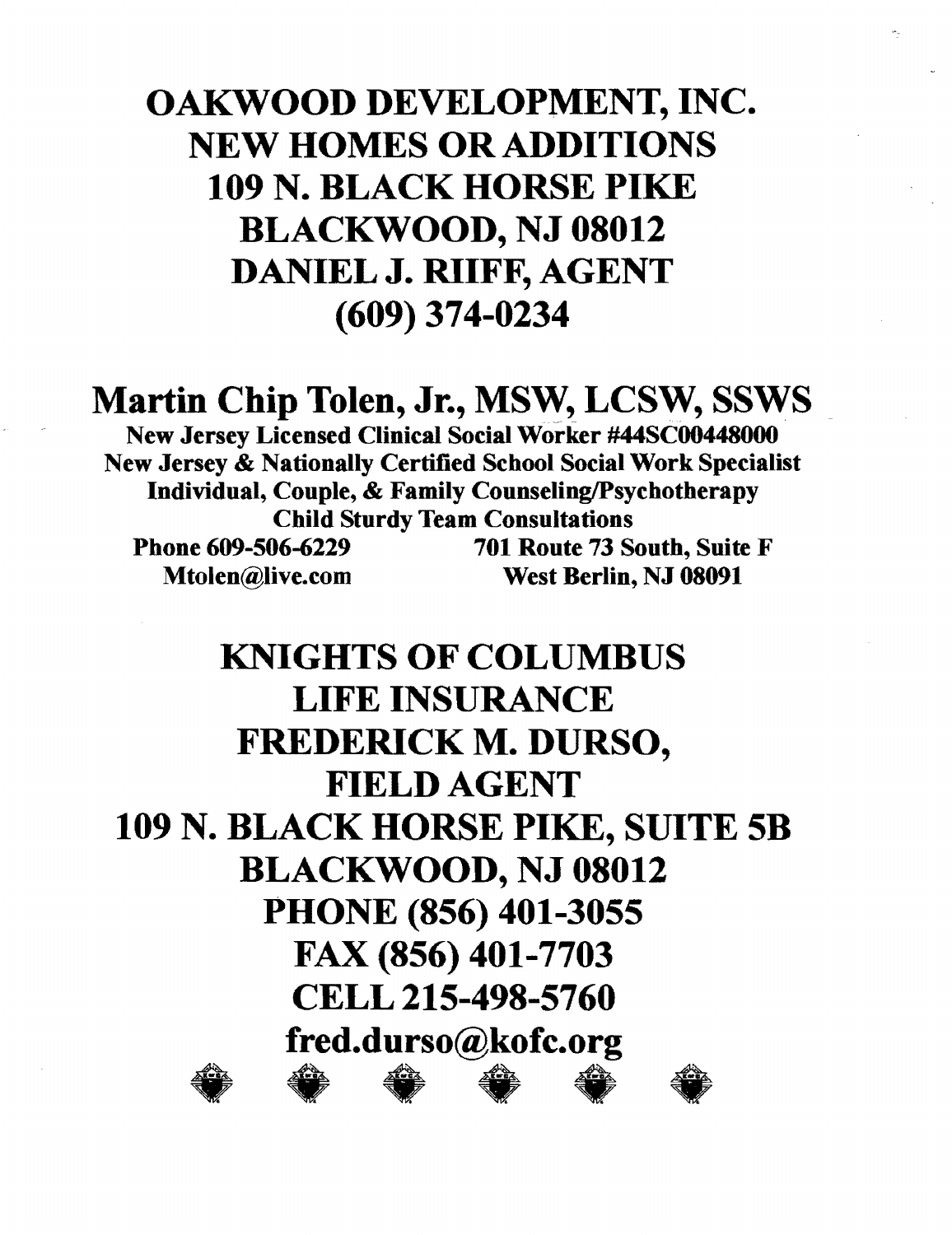**OAKWOOD DEVELOPMENT, INC.**
**NEW HOMES OR ADDITIONS**
**109 N. BLACK HORSE PIKE**
**BLACKWOOD, NJ 08012**
**DANIEL J. RIIFF, AGENT**
**(609) 374-0234**

## Martin Chip Tolen, Jr., MSW, LCSW, SSWS

**New Jersey Licensed Clinical Social Worker #44SC00448000**
**New Jersey & Nationally Certified School Social Work Specialist**
**Individual, Couple, & Family Counseling/Psychotherapy**
**Child Sturdy Team Consultations**

**Phone 609-506-6229**
**Mtolen@live.com**

**701 Route 73 South, Suite F**
**West Berlin, NJ 08091**

**KNIGHTS OF COLUMBUS**
**LIFE INSURANCE**
**FREDERICK M. DURSO,**
**FIELD AGENT**
**109 N. BLACK HORSE PIKE, SUITE 5B**
**BLACKWOOD, NJ 08012**
**PHONE (856) 401-3055**
**FAX (856) 401-7703**
**CELL 215-498-5760**
**fred.durso@kofc.org**